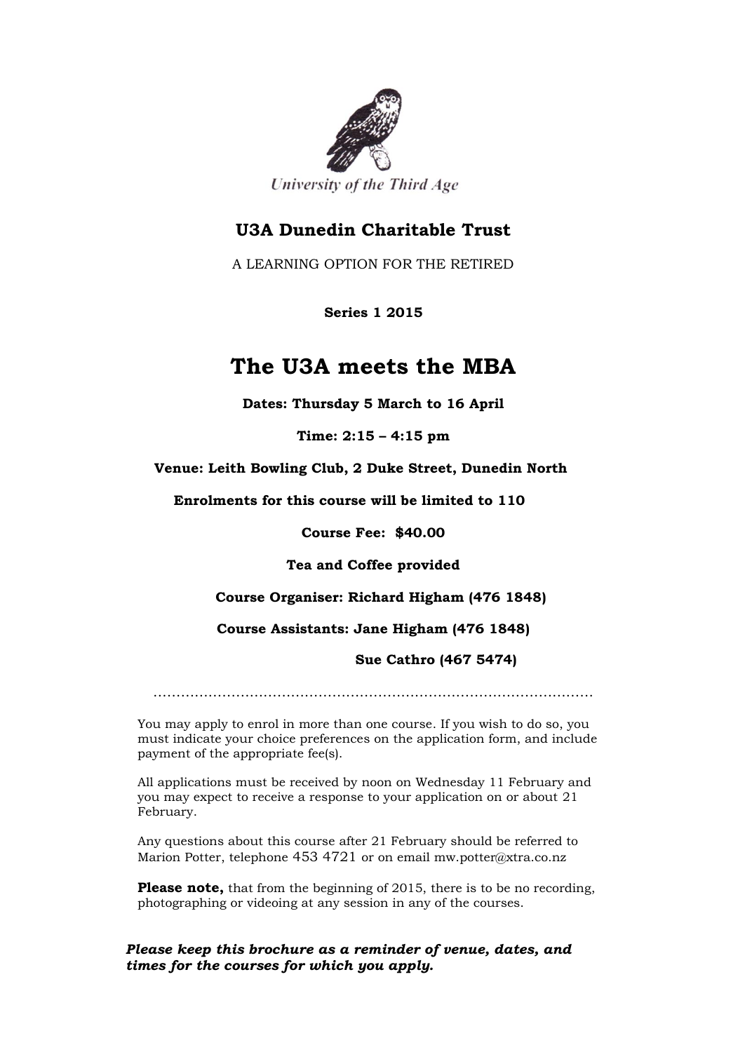University of the Third Age

## U3A Dunedin Charitable Trust

A LEARNING OPTION FOR THE RETIRED

**Series 1 2015**

# The U3A meets the MBA

**Dates: Thursday 5 March to 16 April**

**Time: 2:15 – 4:15 pm**

**Venue: Leith Bowling Club, 2 Duke Street, Dunedin North**

**Enrolments for this course will be limited to 110**

**Course Fee: $40.00**

**Tea and Coffee provided**

**Course Organiser: Richard Higham (476 1848)**

**Course Assistants: Jane Higham (476 1848)**

**Sue Cathro (467 5474)**

.........................................................................................

You may apply to enrol in more than one course. If you wish to do so, you must indicate your choice preferences on the application form, and include payment of the appropriate fee(s).

All applications must be received by noon on Wednesday 11 February and you may expect to receive a response to your application on or about 21 February.

Any questions about this course after 21 February should be referred to Marion Potter, telephone 453 4721 or on email mw.potter@xtra.co.nz

**Please note,** that from the beginning of 2015, there is to be no recording, photographing or videoing at any session in any of the courses.

***Please keep this brochure as a reminder of venue, dates, and times for the courses for which you apply.***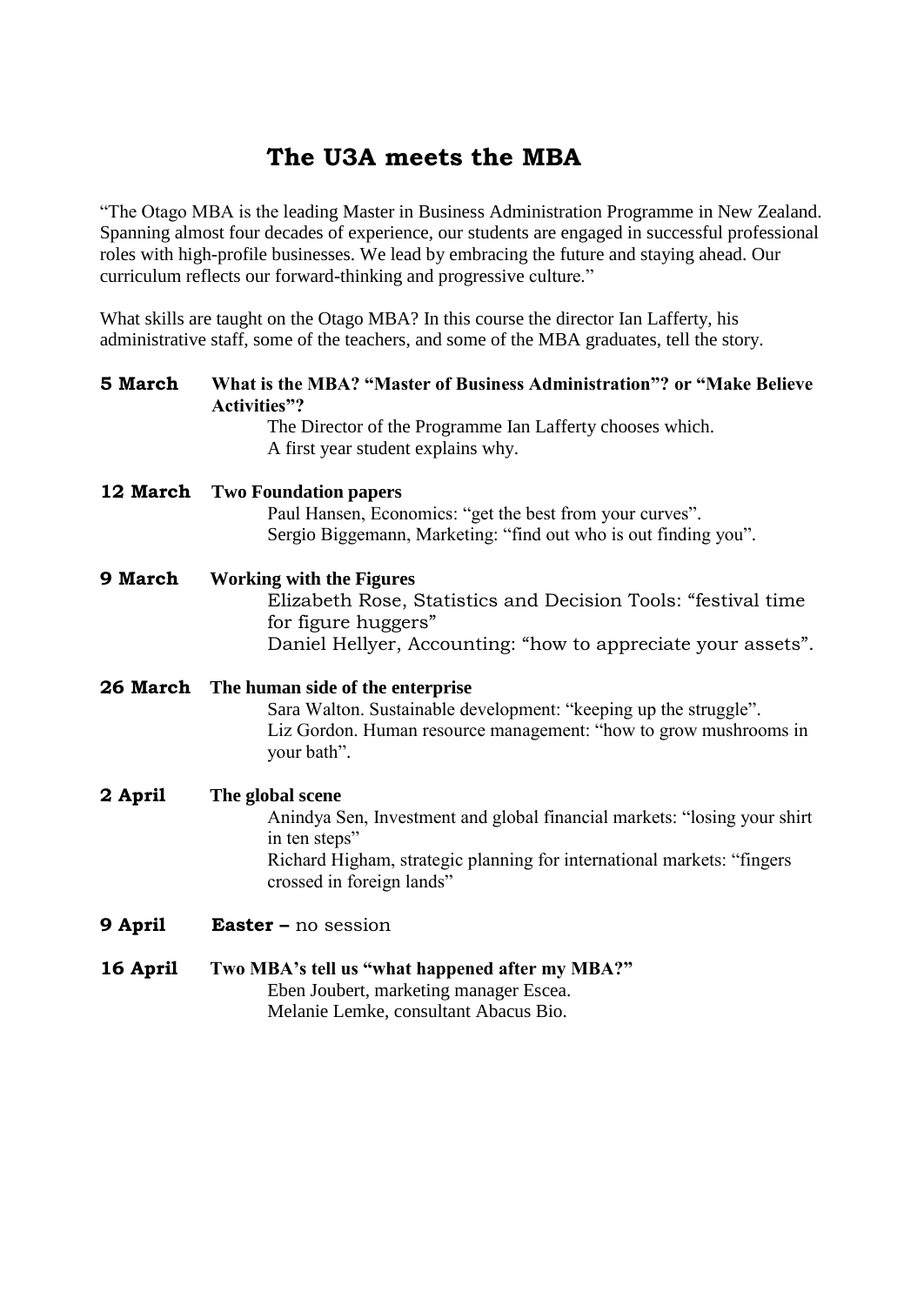# The U3A meets the MBA

"The Otago MBA is the leading Master in Business Administration Programme in New Zealand. Spanning almost four decades of experience, our students are engaged in successful professional roles with high-profile businesses. We lead by embracing the future and staying ahead. Our curriculum reflects our forward-thinking and progressive culture."

What skills are taught on the Otago MBA? In this course the director Ian Lafferty, his administrative staff, some of the teachers, and some of the MBA graduates, tell the story.

**5 March** **What is the MBA? "Master of Business Administration"? or "Make Believe Activities"?**
The Director of the Programme Ian Lafferty chooses which.
A first year student explains why.

**12 March** **Two Foundation papers**
Paul Hansen, Economics: "get the best from your curves".
Sergio Biggemann, Marketing: "find out who is out finding you".

**9 March** **Working with the Figures**
Elizabeth Rose, Statistics and Decision Tools: "festival time for figure huggers"
Daniel Hellyer, Accounting: "how to appreciate your assets".

**26 March** **The human side of the enterprise**
Sara Walton. Sustainable development: "keeping up the struggle".
Liz Gordon. Human resource management: "how to grow mushrooms in your bath".

**2 April** **The global scene**
Anindya Sen, Investment and global financial markets: "losing your shirt in ten steps"
Richard Higham, strategic planning for international markets: "fingers crossed in foreign lands"

**9 April** **Easter –** no session

**16 April** **Two MBA's tell us "what happened after my MBA?"**
Eben Joubert, marketing manager Escea.
Melanie Lemke, consultant Abacus Bio.